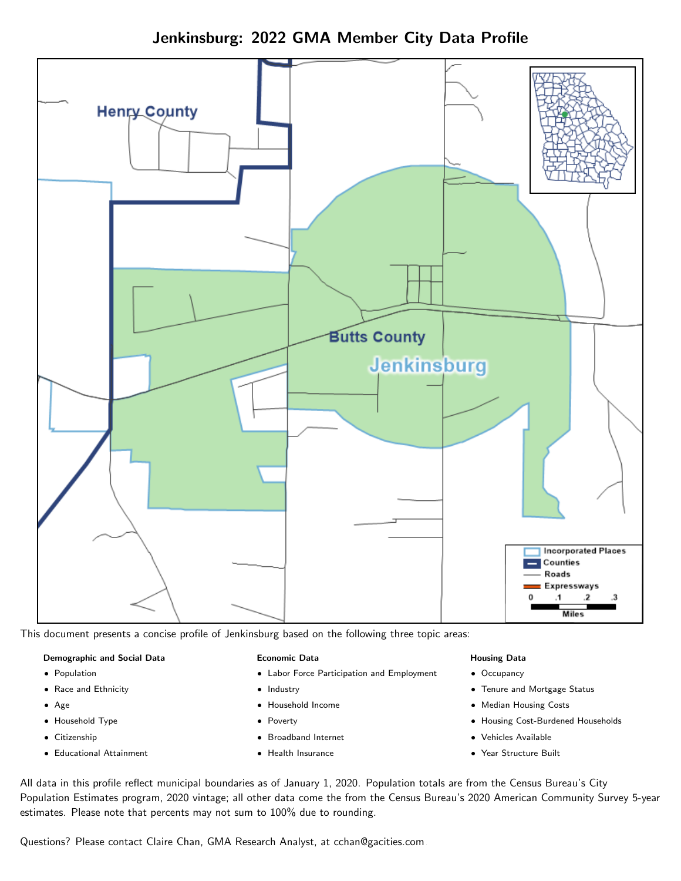# Jenkinsburg: 2022 GMA Member City Data Profile

This document presents a concise profile of Jenkinsburg based on the following three topic areas:

**Demographic and Social Data**

- Population
- Race and Ethnicity
- Age
- Household Type
- Citizenship
- Educational Attainment

**Economic Data**

- Labor Force Participation and Employment
- Industry
- Household Income
- Poverty
- Broadband Internet
- Health Insurance

**Housing Data**

- Occupancy
- Tenure and Mortgage Status
- Median Housing Costs
- Housing Cost-Burdened Households
- Vehicles Available
- Year Structure Built

All data in this profile reflect municipal boundaries as of January 1, 2020. Population totals are from the Census Bureau's City Population Estimates program, 2020 vintage; all other data come the from the Census Bureau's 2020 American Community Survey 5-year estimates. Please note that percents may not sum to 100% due to rounding.

Questions? Please contact Claire Chan, GMA Research Analyst, at cchan@gacities.com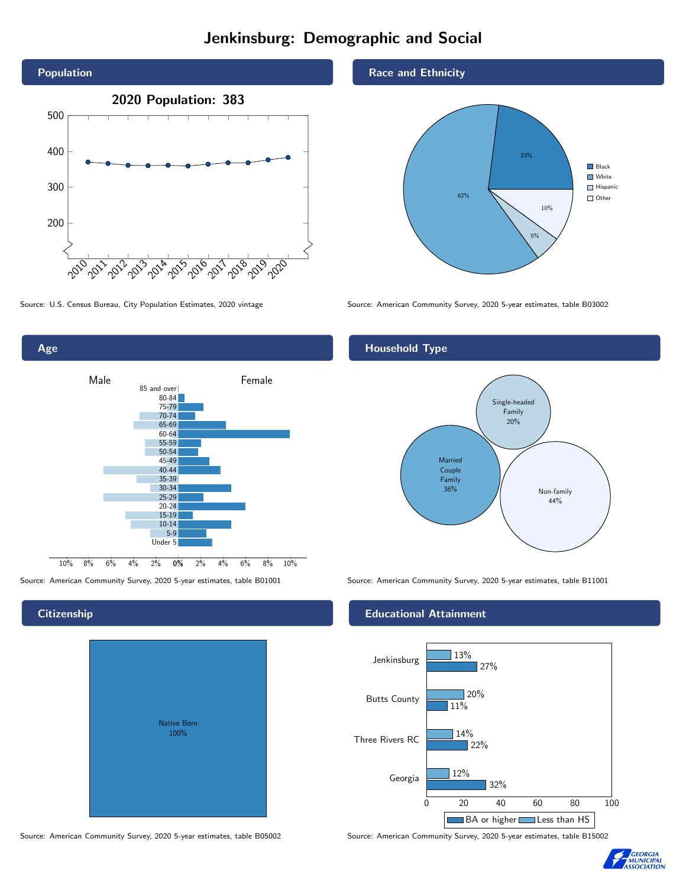# Jenkinsburg: Demographic and Social

## Population

2020 Population: 383

Source: U.S. Census Bureau, City Population Estimates, 2020 vintage

## Race and Ethnicity

| Race/Ethnicity | Percent |
|---|---|
| Black | 23% |
| White | 62% |
| Hispanic | 5% |
| Other | 10% |

Source: American Community Survey, 2020 5-year estimates, table B03002

## Age

Source: American Community Survey, 2020 5-year estimates, table B01001

## Household Type

| Household Type | Percent |
|---|---|
| Single-headed Family | 20% |
| Married Couple Family | 36% |
| Non-family | 44% |

Source: American Community Survey, 2020 5-year estimates, table B11001

## Citizenship

Native Born 100%

Source: American Community Survey, 2020 5-year estimates, table B05002

## Educational Attainment

| Area | Less than HS | BA or higher |
|---|---|---|
| Jenkinsburg | 13% | 27% |
| Butts County | 20% | 11% |
| Three Rivers RC | 14% | 22% |
| Georgia | 12% | 32% |

Source: American Community Survey, 2020 5-year estimates, table B15002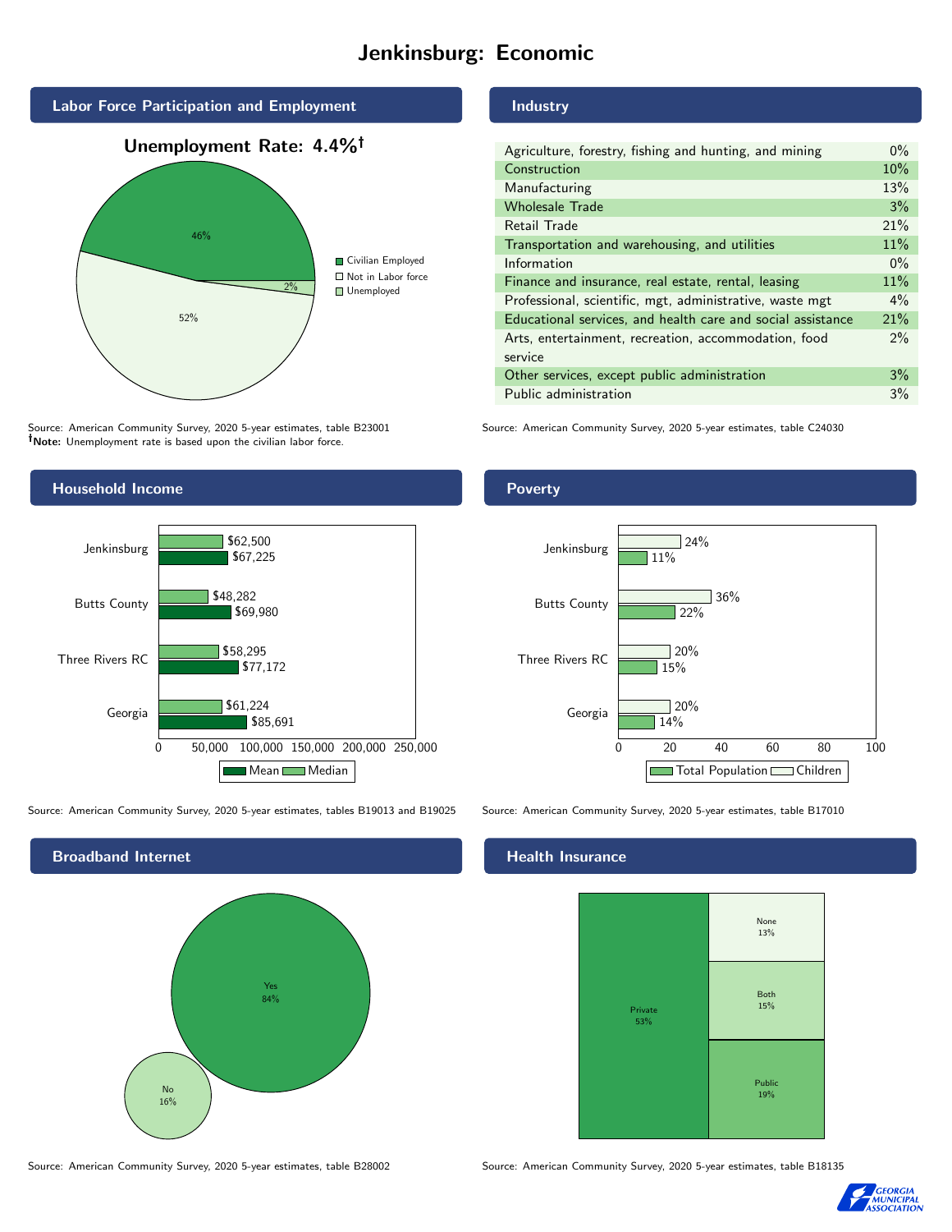# Jenkinsburg: Economic

## Labor Force Participation and Employment

**Unemployment Rate: 4.4%†**

| Category | Percent |
|---|---|
| Civilian Employed | 46% |
| Not in Labor force | 52% |
| Unemployed | 2% |

Source: American Community Survey, 2020 5-year estimates, table B23001
**†Note:** Unemployment rate is based upon the civilian labor force.

## Industry

| Industry | Percent |
|---|---|
| Agriculture, forestry, fishing and hunting, and mining | 0% |
| Construction | 10% |
| Manufacturing | 13% |
| Wholesale Trade | 3% |
| Retail Trade | 21% |
| Transportation and warehousing, and utilities | 11% |
| Information | 0% |
| Finance and insurance, real estate, rental, leasing | 11% |
| Professional, scientific, mgt, administrative, waste mgt | 4% |
| Educational services, and health care and social assistance | 21% |
| Arts, entertainment, recreation, accommodation, food service | 2% |
| Other services, except public administration | 3% |
| Public administration | 3% |

Source: American Community Survey, 2020 5-year estimates, table C24030

## Household Income

| | Median | Mean |
|---|---|---|
| Jenkinsburg | $62,500 | $67,225 |
| Butts County | $48,282 | $69,980 |
| Three Rivers RC | $58,295 | $77,172 |
| Georgia | $61,224 | $85,691 |

Source: American Community Survey, 2020 5-year estimates, tables B19013 and B19025

## Poverty

| | Children | Total Population |
|---|---|---|
| Jenkinsburg | 24% | 11% |
| Butts County | 36% | 22% |
| Three Rivers RC | 20% | 15% |
| Georgia | 20% | 14% |

Source: American Community Survey, 2020 5-year estimates, table B17010

## Broadband Internet

| | Percent |
|---|---|
| Yes | 84% |
| No | 16% |

Source: American Community Survey, 2020 5-year estimates, table B28002

## Health Insurance

| | Percent |
|---|---|
| Private | 53% |
| None | 13% |
| Both | 15% |
| Public | 19% |

Source: American Community Survey, 2020 5-year estimates, table B18135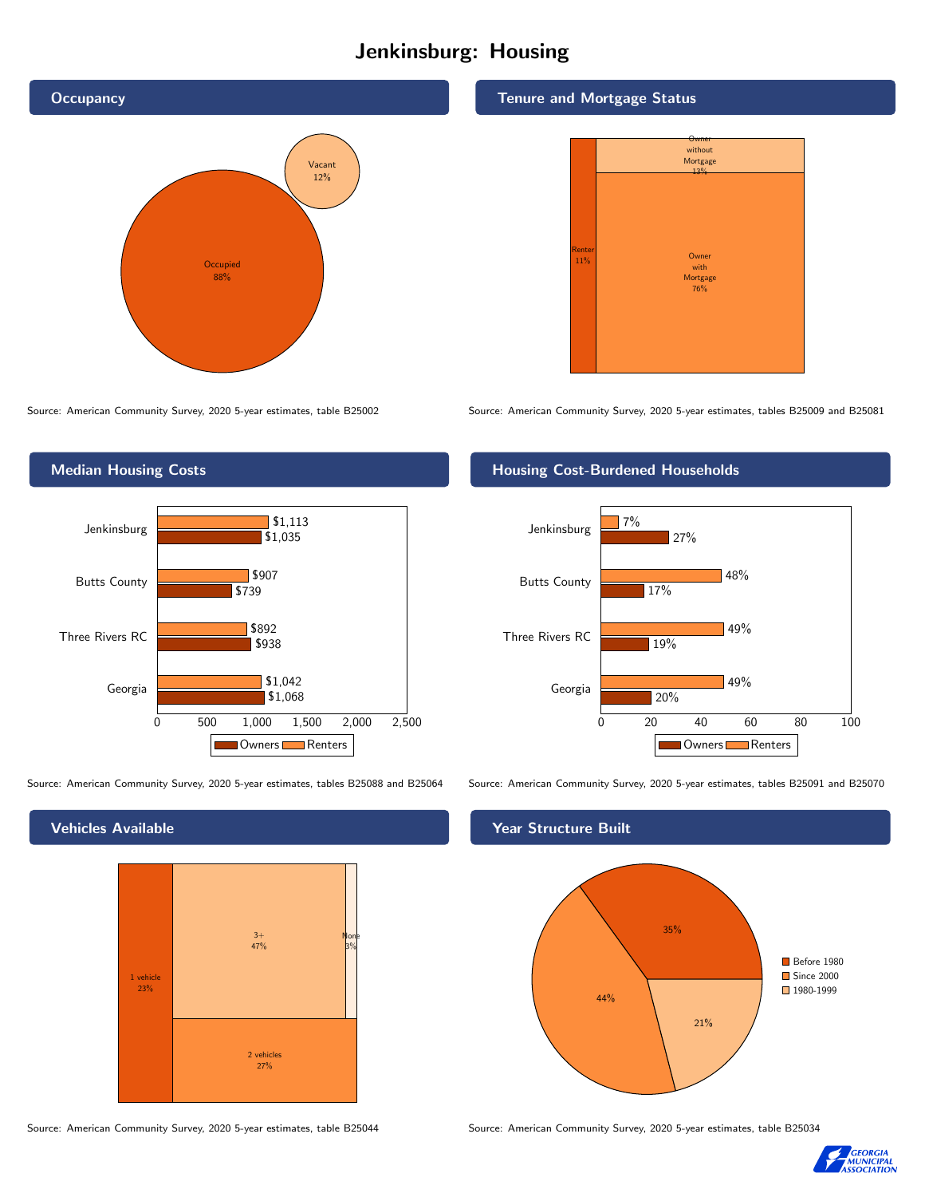# Jenkinsburg: Housing

## Occupancy

Vacant
12%

Occupied
88%

Source: American Community Survey, 2020 5-year estimates, table B25002

## Tenure and Mortgage Status

Owner
without
Mortgage
13%

Renter
11%

Owner
with
Mortgage
76%

Source: American Community Survey, 2020 5-year estimates, tables B25009 and B25081

## Median Housing Costs

Jenkinsburg
$1,113
$1,035

Butts County
$907
$739

Three Rivers RC
$892
$938

Georgia
$1,042
$1,068

0 500 1,000 1,500 2,000 2,500

Owners Renters

Source: American Community Survey, 2020 5-year estimates, tables B25088 and B25064

## Housing Cost-Burdened Households

Jenkinsburg
7%
27%

Butts County
48%
17%

Three Rivers RC
49%
19%

Georgia
49%
20%

0 20 40 60 80 100

Owners Renters

Source: American Community Survey, 2020 5-year estimates, tables B25091 and B25070

## Vehicles Available

1 vehicle
23%

3+
47%

None
3%

2 vehicles
27%

Source: American Community Survey, 2020 5-year estimates, table B25044

## Year Structure Built

35%

44%

21%

Before 1980
Since 2000
1980-1999

Source: American Community Survey, 2020 5-year estimates, table B25034